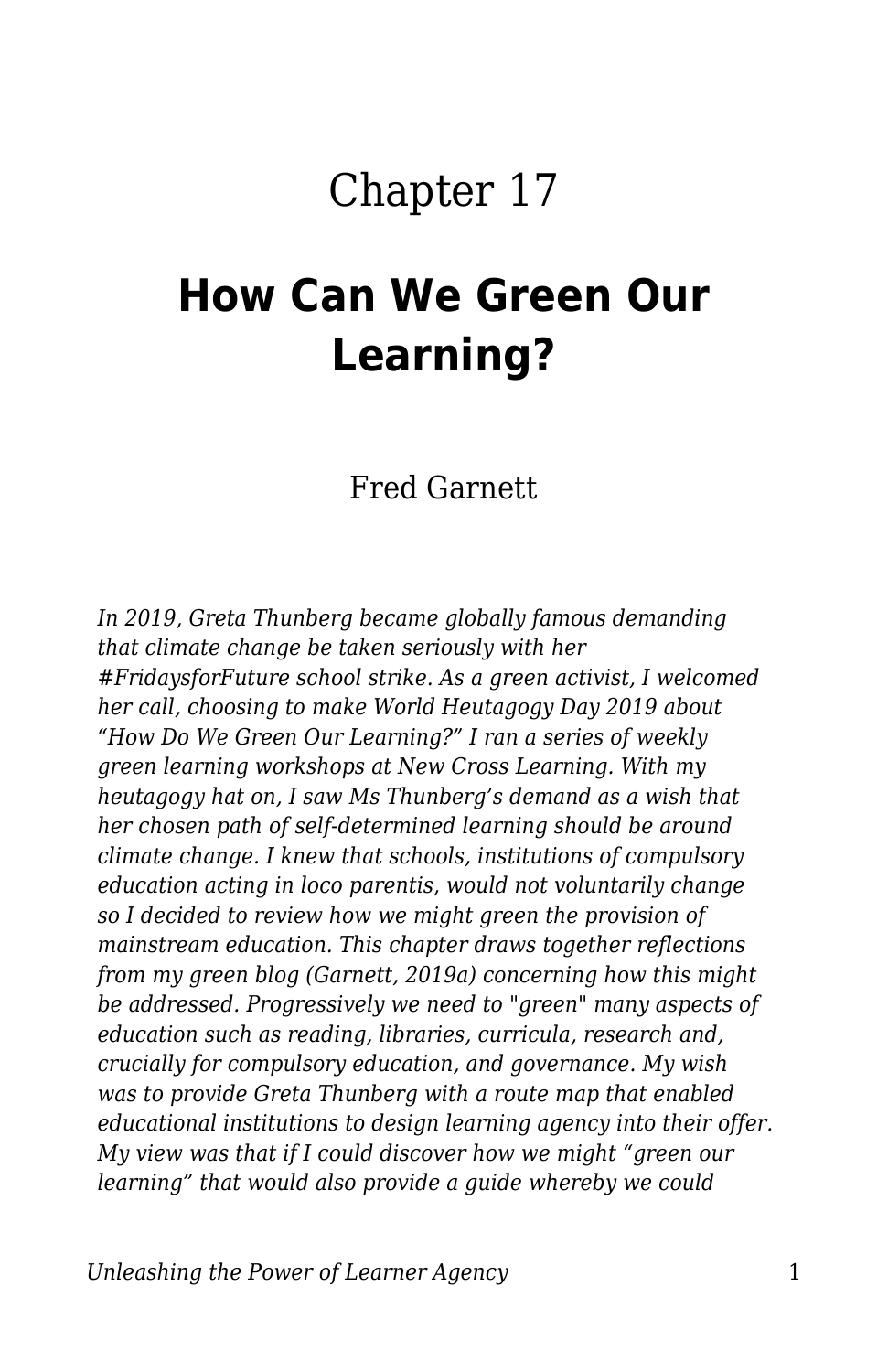# Chapter 17

## How Can We Green Our Learning?

Fred Garnett

*In 2019, Greta Thunberg became globally famous demanding that climate change be taken seriously with her #FridaysforFuture school strike. As a green activist, I welcomed her call, choosing to make World Heutagogy Day 2019 about "How Do We Green Our Learning?" I ran a series of weekly green learning workshops at New Cross Learning. With my heutagogy hat on, I saw Ms Thunberg's demand as a wish that her chosen path of self-determined learning should be around climate change. I knew that schools, institutions of compulsory education acting in loco parentis, would not voluntarily change so I decided to review how we might green the provision of mainstream education. This chapter draws together reflections from my green blog (Garnett, 2019a) concerning how this might be addressed. Progressively we need to "green" many aspects of education such as reading, libraries, curricula, research and, crucially for compulsory education, and governance. My wish was to provide Greta Thunberg with a route map that enabled educational institutions to design learning agency into their offer. My view was that if I could discover how we might "green our learning" that would also provide a guide whereby we could*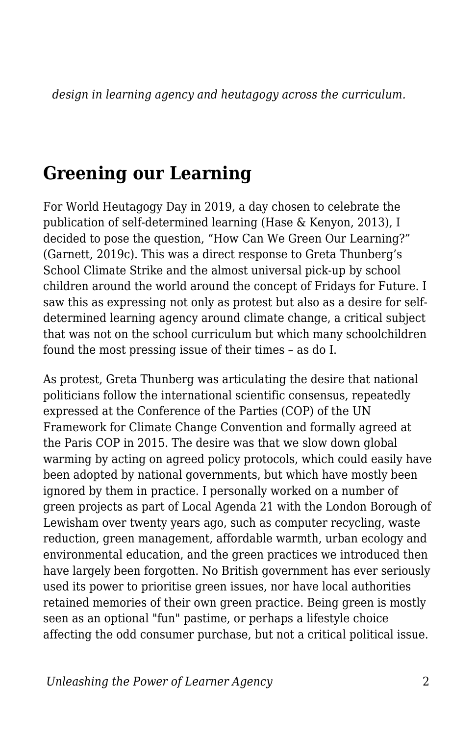*design in learning agency and heutagogy across the curriculum.*

## Greening our Learning

For World Heutagogy Day in 2019, a day chosen to celebrate the publication of self-determined learning (Hase & Kenyon, 2013), I decided to pose the question, “How Can We Green Our Learning?” (Garnett, 2019c). This was a direct response to Greta Thunberg’s School Climate Strike and the almost universal pick-up by school children around the world around the concept of Fridays for Future. I saw this as expressing not only as protest but also as a desire for self-determined learning agency around climate change, a critical subject that was not on the school curriculum but which many schoolchildren found the most pressing issue of their times – as do I.

As protest, Greta Thunberg was articulating the desire that national politicians follow the international scientific consensus, repeatedly expressed at the Conference of the Parties (COP) of the UN Framework for Climate Change Convention and formally agreed at the Paris COP in 2015. The desire was that we slow down global warming by acting on agreed policy protocols, which could easily have been adopted by national governments, but which have mostly been ignored by them in practice. I personally worked on a number of green projects as part of Local Agenda 21 with the London Borough of Lewisham over twenty years ago, such as computer recycling, waste reduction, green management, affordable warmth, urban ecology and environmental education, and the green practices we introduced then have largely been forgotten. No British government has ever seriously used its power to prioritise green issues, nor have local authorities retained memories of their own green practice. Being green is mostly seen as an optional "fun" pastime, or perhaps a lifestyle choice affecting the odd consumer purchase, but not a critical political issue.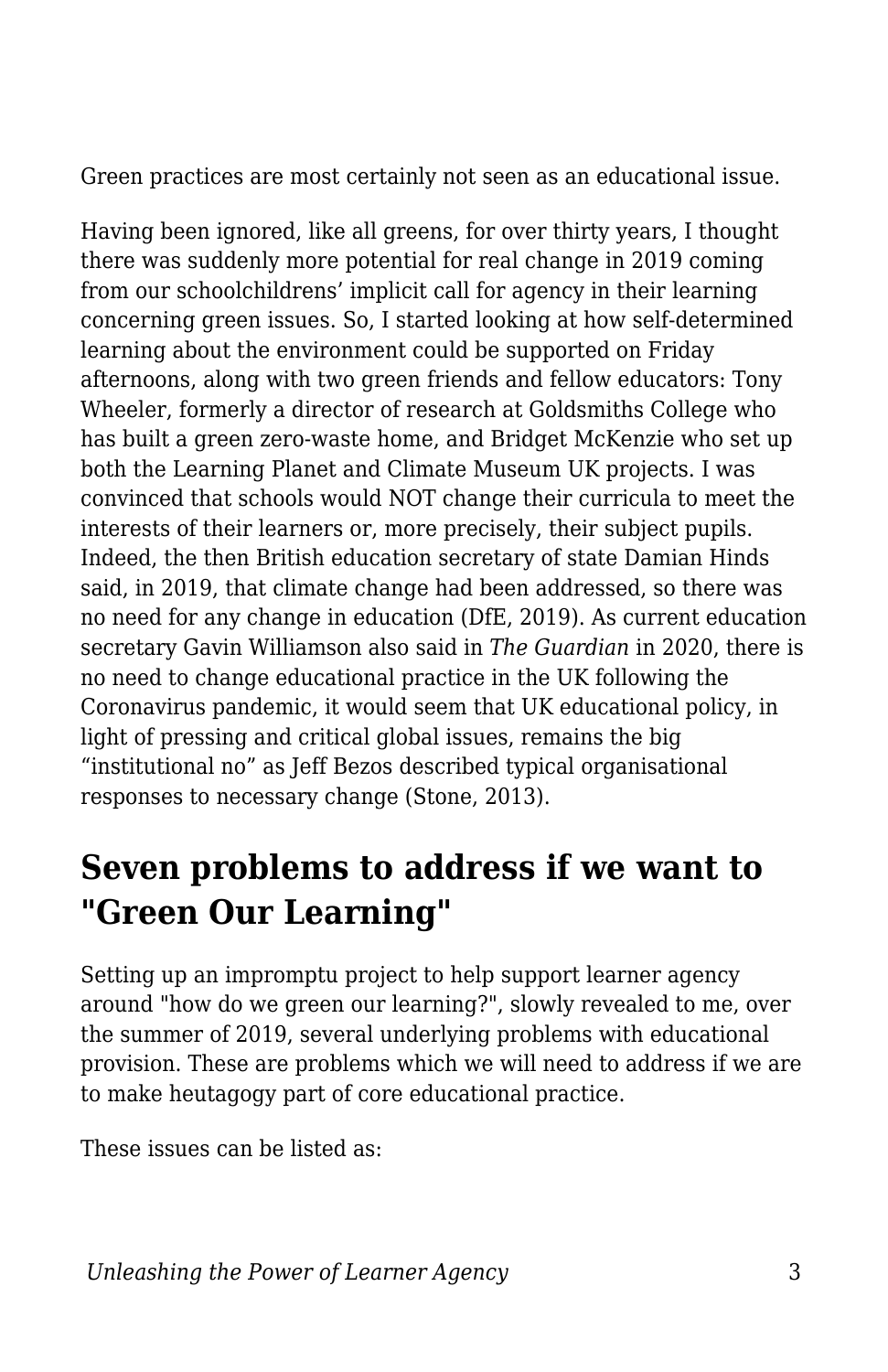Green practices are most certainly not seen as an educational issue.

Having been ignored, like all greens, for over thirty years, I thought there was suddenly more potential for real change in 2019 coming from our schoolchildrens' implicit call for agency in their learning concerning green issues. So, I started looking at how self-determined learning about the environment could be supported on Friday afternoons, along with two green friends and fellow educators: Tony Wheeler, formerly a director of research at Goldsmiths College who has built a green zero-waste home, and Bridget McKenzie who set up both the Learning Planet and Climate Museum UK projects. I was convinced that schools would NOT change their curricula to meet the interests of their learners or, more precisely, their subject pupils. Indeed, the then British education secretary of state Damian Hinds said, in 2019, that climate change had been addressed, so there was no need for any change in education (DfE, 2019). As current education secretary Gavin Williamson also said in *The Guardian* in 2020, there is no need to change educational practice in the UK following the Coronavirus pandemic, it would seem that UK educational policy, in light of pressing and critical global issues, remains the big "institutional no" as Jeff Bezos described typical organisational responses to necessary change (Stone, 2013).

## Seven problems to address if we want to "Green Our Learning"

Setting up an impromptu project to help support learner agency around "how do we green our learning?", slowly revealed to me, over the summer of 2019, several underlying problems with educational provision. These are problems which we will need to address if we are to make heutagogy part of core educational practice.

These issues can be listed as: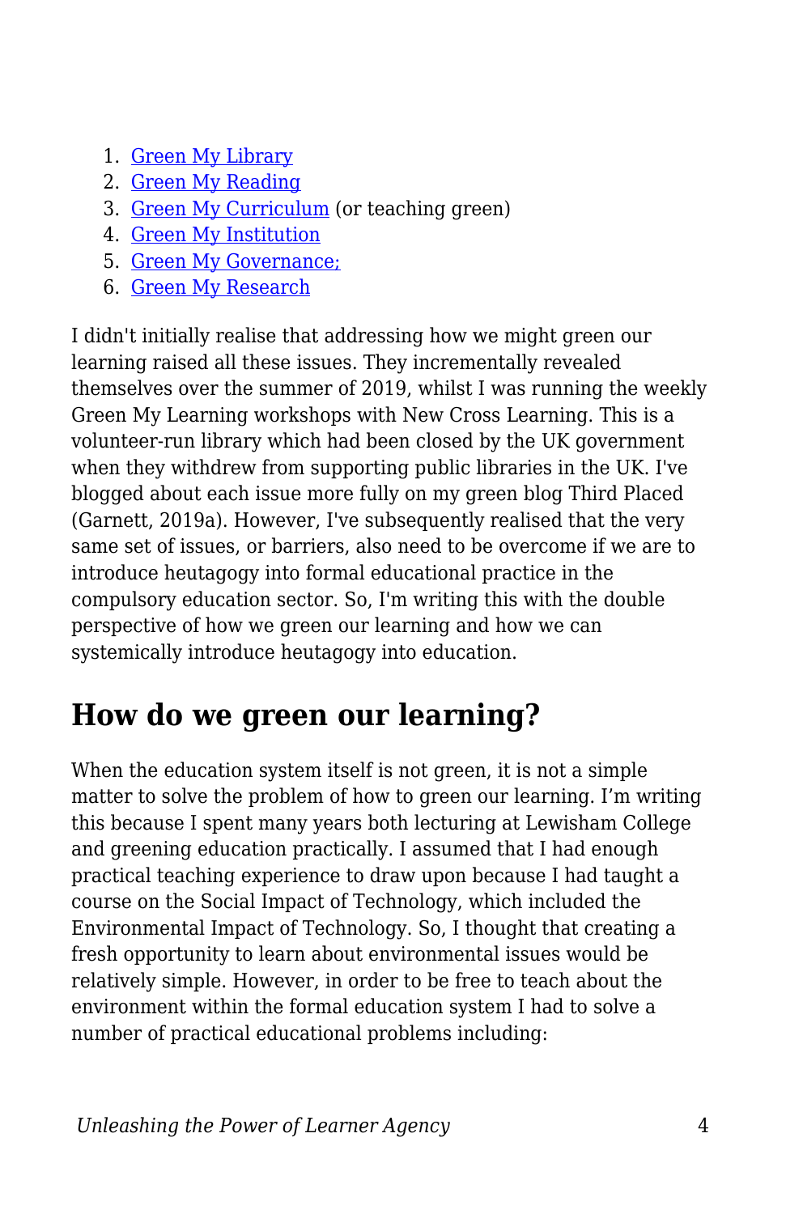1. Green My Library
2. Green My Reading
3. Green My Curriculum (or teaching green)
4. Green My Institution
5. Green My Governance;
6. Green My Research

I didn't initially realise that addressing how we might green our learning raised all these issues. They incrementally revealed themselves over the summer of 2019, whilst I was running the weekly Green My Learning workshops with New Cross Learning. This is a volunteer-run library which had been closed by the UK government when they withdrew from supporting public libraries in the UK. I've blogged about each issue more fully on my green blog Third Placed (Garnett, 2019a). However, I've subsequently realised that the very same set of issues, or barriers, also need to be overcome if we are to introduce heutagogy into formal educational practice in the compulsory education sector. So, I'm writing this with the double perspective of how we green our learning and how we can systemically introduce heutagogy into education.

## How do we green our learning?

When the education system itself is not green, it is not a simple matter to solve the problem of how to green our learning. I'm writing this because I spent many years both lecturing at Lewisham College and greening education practically. I assumed that I had enough practical teaching experience to draw upon because I had taught a course on the Social Impact of Technology, which included the Environmental Impact of Technology. So, I thought that creating a fresh opportunity to learn about environmental issues would be relatively simple. However, in order to be free to teach about the environment within the formal education system I had to solve a number of practical educational problems including: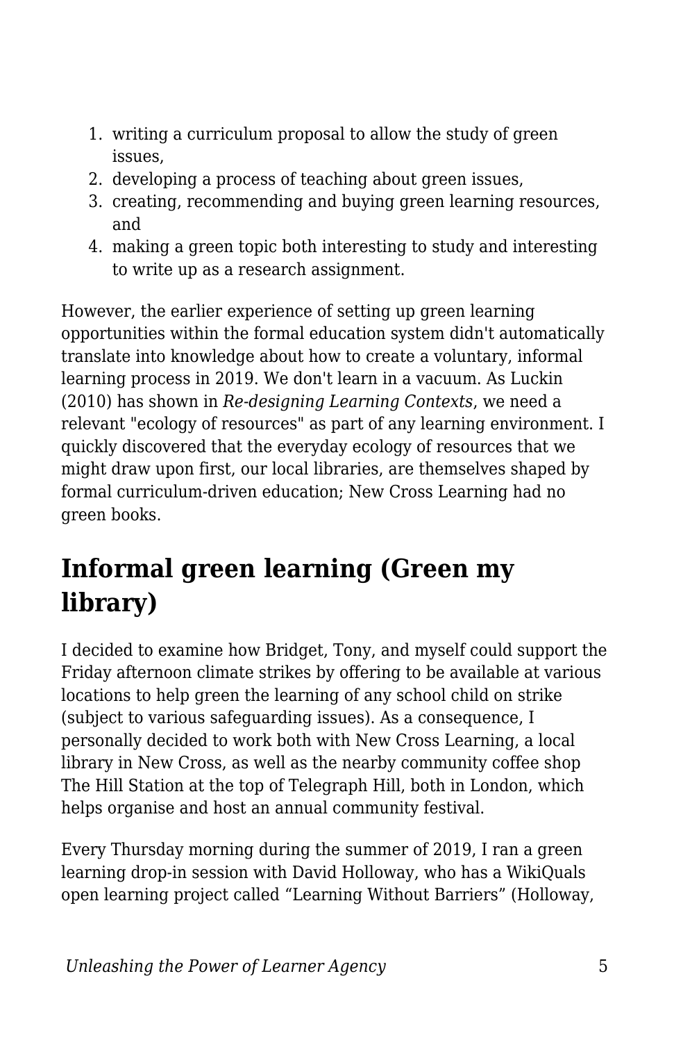1. writing a curriculum proposal to allow the study of green issues,
2. developing a process of teaching about green issues,
3. creating, recommending and buying green learning resources, and
4. making a green topic both interesting to study and interesting to write up as a research assignment.

However, the earlier experience of setting up green learning opportunities within the formal education system didn't automatically translate into knowledge about how to create a voluntary, informal learning process in 2019. We don't learn in a vacuum. As Luckin (2010) has shown in *Re-designing Learning Contexts*, we need a relevant "ecology of resources" as part of any learning environment. I quickly discovered that the everyday ecology of resources that we might draw upon first, our local libraries, are themselves shaped by formal curriculum-driven education; New Cross Learning had no green books.

## Informal green learning (Green my library)

I decided to examine how Bridget, Tony, and myself could support the Friday afternoon climate strikes by offering to be available at various locations to help green the learning of any school child on strike (subject to various safeguarding issues). As a consequence, I personally decided to work both with New Cross Learning, a local library in New Cross, as well as the nearby community coffee shop The Hill Station at the top of Telegraph Hill, both in London, which helps organise and host an annual community festival.

Every Thursday morning during the summer of 2019, I ran a green learning drop-in session with David Holloway, who has a WikiQuals open learning project called "Learning Without Barriers" (Holloway,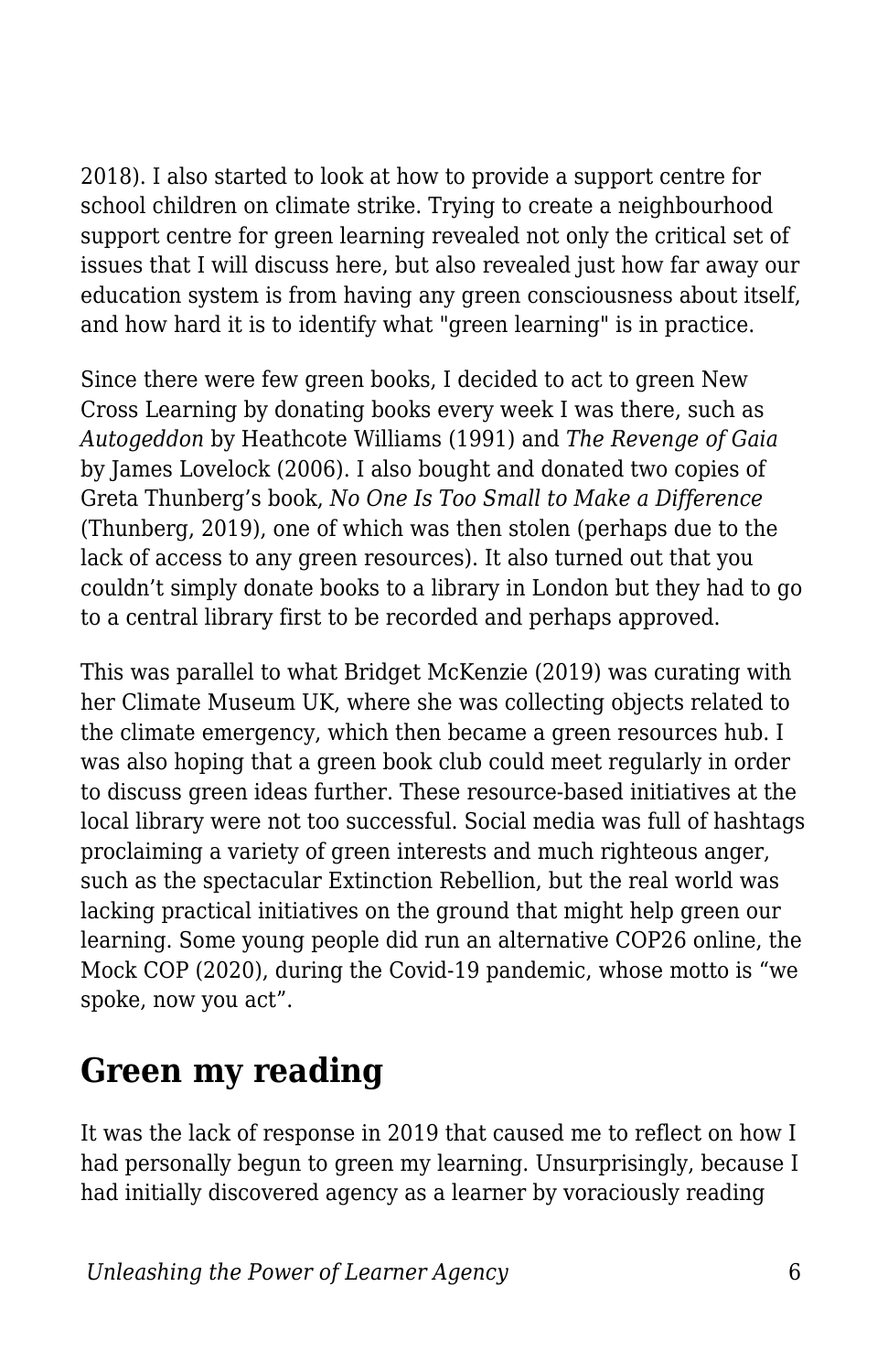2018). I also started to look at how to provide a support centre for school children on climate strike. Trying to create a neighbourhood support centre for green learning revealed not only the critical set of issues that I will discuss here, but also revealed just how far away our education system is from having any green consciousness about itself, and how hard it is to identify what "green learning" is in practice.

Since there were few green books, I decided to act to green New Cross Learning by donating books every week I was there, such as *Autogeddon* by Heathcote Williams (1991) and *The Revenge of Gaia* by James Lovelock (2006). I also bought and donated two copies of Greta Thunberg's book, *No One Is Too Small to Make a Difference* (Thunberg, 2019), one of which was then stolen (perhaps due to the lack of access to any green resources). It also turned out that you couldn't simply donate books to a library in London but they had to go to a central library first to be recorded and perhaps approved.

This was parallel to what Bridget McKenzie (2019) was curating with her Climate Museum UK, where she was collecting objects related to the climate emergency, which then became a green resources hub. I was also hoping that a green book club could meet regularly in order to discuss green ideas further. These resource-based initiatives at the local library were not too successful. Social media was full of hashtags proclaiming a variety of green interests and much righteous anger, such as the spectacular Extinction Rebellion, but the real world was lacking practical initiatives on the ground that might help green our learning. Some young people did run an alternative COP26 online, the Mock COP (2020), during the Covid-19 pandemic, whose motto is "we spoke, now you act".

## Green my reading

It was the lack of response in 2019 that caused me to reflect on how I had personally begun to green my learning. Unsurprisingly, because I had initially discovered agency as a learner by voraciously reading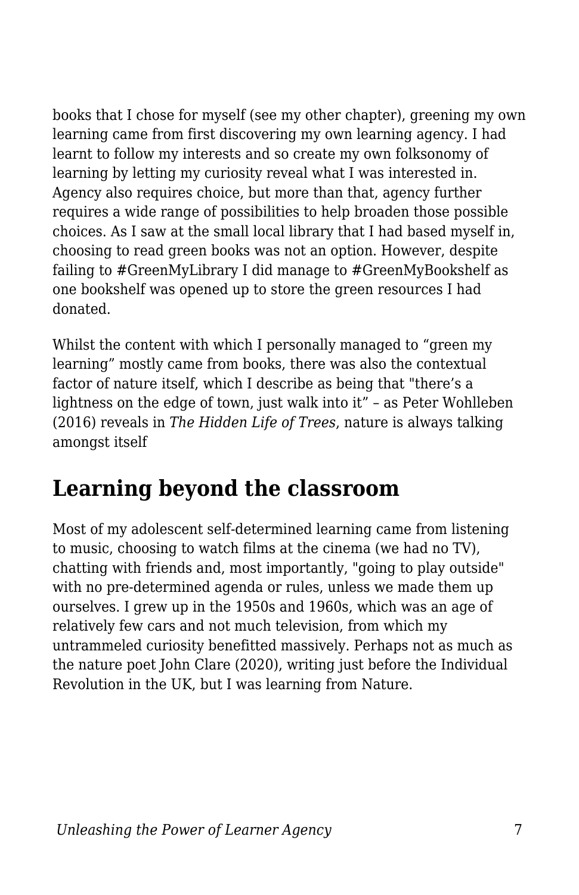books that I chose for myself (see my other chapter), greening my own learning came from first discovering my own learning agency. I had learnt to follow my interests and so create my own folksonomy of learning by letting my curiosity reveal what I was interested in. Agency also requires choice, but more than that, agency further requires a wide range of possibilities to help broaden those possible choices. As I saw at the small local library that I had based myself in, choosing to read green books was not an option. However, despite failing to #GreenMyLibrary I did manage to #GreenMyBookshelf as one bookshelf was opened up to store the green resources I had donated.

Whilst the content with which I personally managed to "green my learning" mostly came from books, there was also the contextual factor of nature itself, which I describe as being that "there's a lightness on the edge of town, just walk into it" – as Peter Wohlleben (2016) reveals in *The Hidden Life of Trees*, nature is always talking amongst itself

## Learning beyond the classroom

Most of my adolescent self-determined learning came from listening to music, choosing to watch films at the cinema (we had no TV), chatting with friends and, most importantly, "going to play outside" with no pre-determined agenda or rules, unless we made them up ourselves. I grew up in the 1950s and 1960s, which was an age of relatively few cars and not much television, from which my untrammeled curiosity benefitted massively. Perhaps not as much as the nature poet John Clare (2020), writing just before the Individual Revolution in the UK, but I was learning from Nature.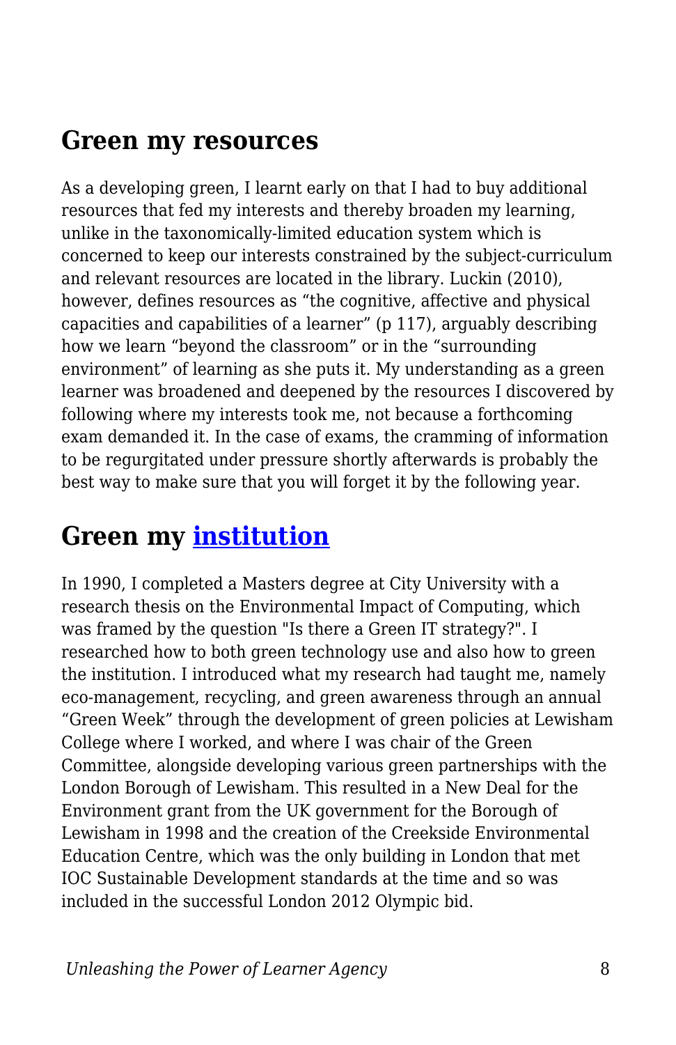## Green my resources

As a developing green, I learnt early on that I had to buy additional resources that fed my interests and thereby broaden my learning, unlike in the taxonomically-limited education system which is concerned to keep our interests constrained by the subject-curriculum and relevant resources are located in the library. Luckin (2010), however, defines resources as “the cognitive, affective and physical capacities and capabilities of a learner” (p 117), arguably describing how we learn “beyond the classroom” or in the “surrounding environment” of learning as she puts it. My understanding as a green learner was broadened and deepened by the resources I discovered by following where my interests took me, not because a forthcoming exam demanded it. In the case of exams, the cramming of information to be regurgitated under pressure shortly afterwards is probably the best way to make sure that you will forget it by the following year.

## Green my institution

In 1990, I completed a Masters degree at City University with a research thesis on the Environmental Impact of Computing, which was framed by the question "Is there a Green IT strategy?". I researched how to both green technology use and also how to green the institution. I introduced what my research had taught me, namely eco-management, recycling, and green awareness through an annual “Green Week” through the development of green policies at Lewisham College where I worked, and where I was chair of the Green Committee, alongside developing various green partnerships with the London Borough of Lewisham. This resulted in a New Deal for the Environment grant from the UK government for the Borough of Lewisham in 1998 and the creation of the Creekside Environmental Education Centre, which was the only building in London that met IOC Sustainable Development standards at the time and so was included in the successful London 2012 Olympic bid.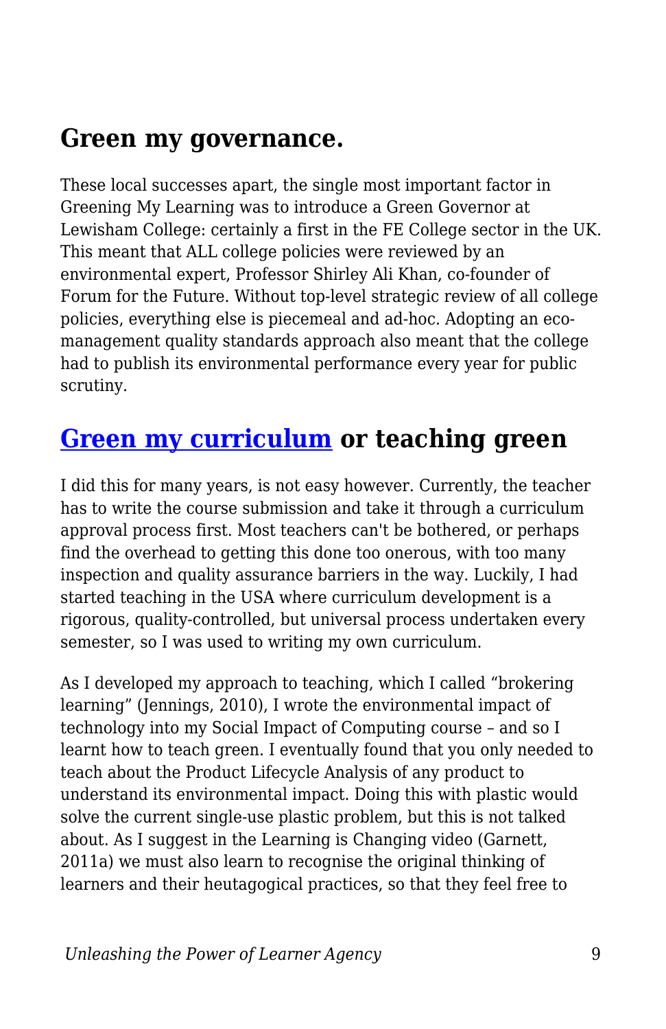## Green my governance.

These local successes apart, the single most important factor in Greening My Learning was to introduce a Green Governor at Lewisham College: certainly a first in the FE College sector in the UK. This meant that ALL college policies were reviewed by an environmental expert, Professor Shirley Ali Khan, co-founder of Forum for the Future. Without top-level strategic review of all college policies, everything else is piecemeal and ad-hoc. Adopting an eco-management quality standards approach also meant that the college had to publish its environmental performance every year for public scrutiny.

## Green my curriculum or teaching green

I did this for many years, is not easy however. Currently, the teacher has to write the course submission and take it through a curriculum approval process first. Most teachers can't be bothered, or perhaps find the overhead to getting this done too onerous, with too many inspection and quality assurance barriers in the way. Luckily, I had started teaching in the USA where curriculum development is a rigorous, quality-controlled, but universal process undertaken every semester, so I was used to writing my own curriculum.

As I developed my approach to teaching, which I called "brokering learning" (Jennings, 2010), I wrote the environmental impact of technology into my Social Impact of Computing course – and so I learnt how to teach green. I eventually found that you only needed to teach about the Product Lifecycle Analysis of any product to understand its environmental impact. Doing this with plastic would solve the current single-use plastic problem, but this is not talked about. As I suggest in the Learning is Changing video (Garnett, 2011a) we must also learn to recognise the original thinking of learners and their heutagogical practices, so that they feel free to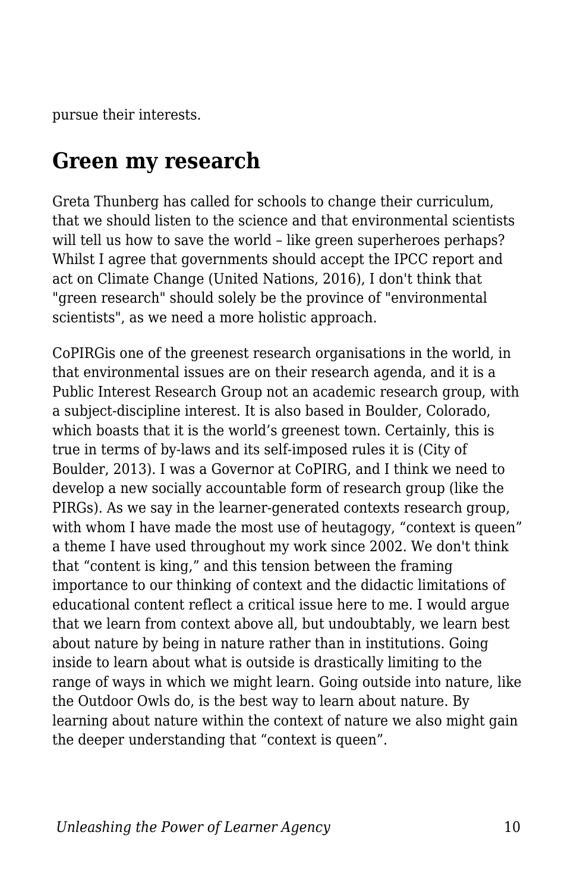pursue their interests.

## Green my research

Greta Thunberg has called for schools to change their curriculum, that we should listen to the science and that environmental scientists will tell us how to save the world – like green superheroes perhaps? Whilst I agree that governments should accept the IPCC report and act on Climate Change (United Nations, 2016), I don't think that "green research" should solely be the province of "environmental scientists", as we need a more holistic approach.

CoPIRGis one of the greenest research organisations in the world, in that environmental issues are on their research agenda, and it is a Public Interest Research Group not an academic research group, with a subject-discipline interest. It is also based in Boulder, Colorado, which boasts that it is the world's greenest town. Certainly, this is true in terms of by-laws and its self-imposed rules it is (City of Boulder, 2013). I was a Governor at CoPIRG, and I think we need to develop a new socially accountable form of research group (like the PIRGs). As we say in the learner-generated contexts research group, with whom I have made the most use of heutagogy, "context is queen" a theme I have used throughout my work since 2002. We don't think that "content is king," and this tension between the framing importance to our thinking of context and the didactic limitations of educational content reflect a critical issue here to me. I would argue that we learn from context above all, but undoubtably, we learn best about nature by being in nature rather than in institutions. Going inside to learn about what is outside is drastically limiting to the range of ways in which we might learn. Going outside into nature, like the Outdoor Owls do, is the best way to learn about nature. By learning about nature within the context of nature we also might gain the deeper understanding that "context is queen".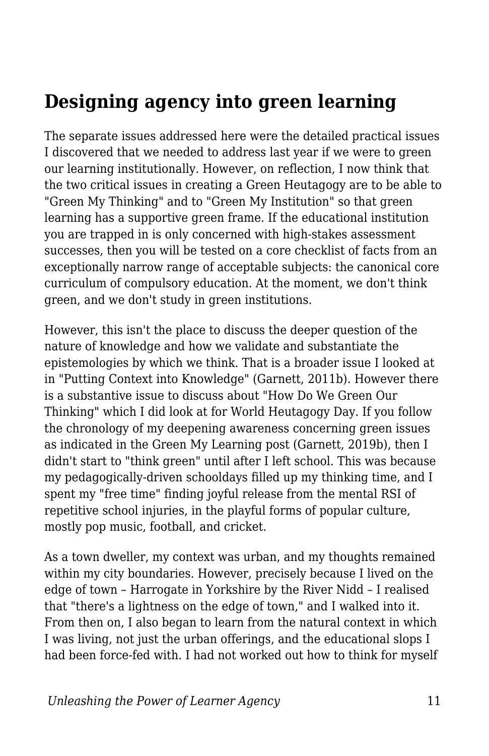## Designing agency into green learning

The separate issues addressed here were the detailed practical issues I discovered that we needed to address last year if we were to green our learning institutionally. However, on reflection, I now think that the two critical issues in creating a Green Heutagogy are to be able to "Green My Thinking" and to "Green My Institution" so that green learning has a supportive green frame. If the educational institution you are trapped in is only concerned with high-stakes assessment successes, then you will be tested on a core checklist of facts from an exceptionally narrow range of acceptable subjects: the canonical core curriculum of compulsory education. At the moment, we don't think green, and we don't study in green institutions.

However, this isn't the place to discuss the deeper question of the nature of knowledge and how we validate and substantiate the epistemologies by which we think. That is a broader issue I looked at in "Putting Context into Knowledge" (Garnett, 2011b). However there is a substantive issue to discuss about "How Do We Green Our Thinking" which I did look at for World Heutagogy Day. If you follow the chronology of my deepening awareness concerning green issues as indicated in the Green My Learning post (Garnett, 2019b), then I didn't start to "think green" until after I left school. This was because my pedagogically-driven schooldays filled up my thinking time, and I spent my "free time" finding joyful release from the mental RSI of repetitive school injuries, in the playful forms of popular culture, mostly pop music, football, and cricket.

As a town dweller, my context was urban, and my thoughts remained within my city boundaries. However, precisely because I lived on the edge of town – Harrogate in Yorkshire by the River Nidd – I realised that "there's a lightness on the edge of town," and I walked into it. From then on, I also began to learn from the natural context in which I was living, not just the urban offerings, and the educational slops I had been force-fed with. I had not worked out how to think for myself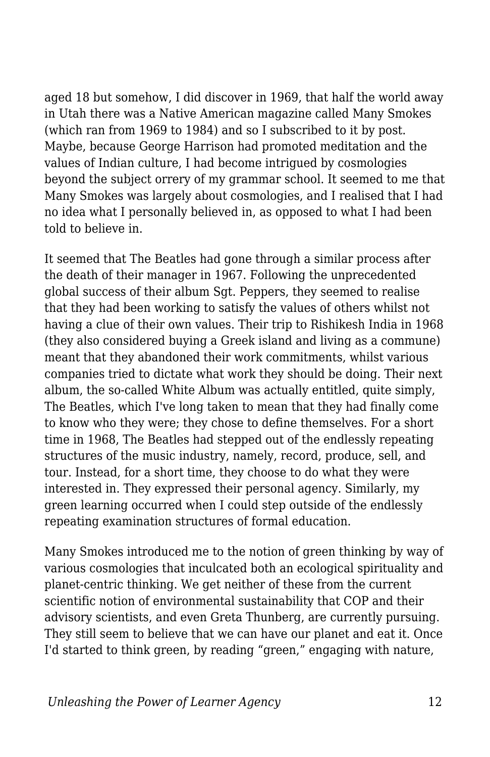aged 18 but somehow, I did discover in 1969, that half the world away in Utah there was a Native American magazine called Many Smokes (which ran from 1969 to 1984) and so I subscribed to it by post. Maybe, because George Harrison had promoted meditation and the values of Indian culture, I had become intrigued by cosmologies beyond the subject orrery of my grammar school. It seemed to me that Many Smokes was largely about cosmologies, and I realised that I had no idea what I personally believed in, as opposed to what I had been told to believe in.

It seemed that The Beatles had gone through a similar process after the death of their manager in 1967. Following the unprecedented global success of their album Sgt. Peppers, they seemed to realise that they had been working to satisfy the values of others whilst not having a clue of their own values. Their trip to Rishikesh India in 1968 (they also considered buying a Greek island and living as a commune) meant that they abandoned their work commitments, whilst various companies tried to dictate what work they should be doing. Their next album, the so-called White Album was actually entitled, quite simply, The Beatles, which I've long taken to mean that they had finally come to know who they were; they chose to define themselves. For a short time in 1968, The Beatles had stepped out of the endlessly repeating structures of the music industry, namely, record, produce, sell, and tour. Instead, for a short time, they choose to do what they were interested in. They expressed their personal agency. Similarly, my green learning occurred when I could step outside of the endlessly repeating examination structures of formal education.

Many Smokes introduced me to the notion of green thinking by way of various cosmologies that inculcated both an ecological spirituality and planet-centric thinking. We get neither of these from the current scientific notion of environmental sustainability that COP and their advisory scientists, and even Greta Thunberg, are currently pursuing. They still seem to believe that we can have our planet and eat it. Once I'd started to think green, by reading "green," engaging with nature,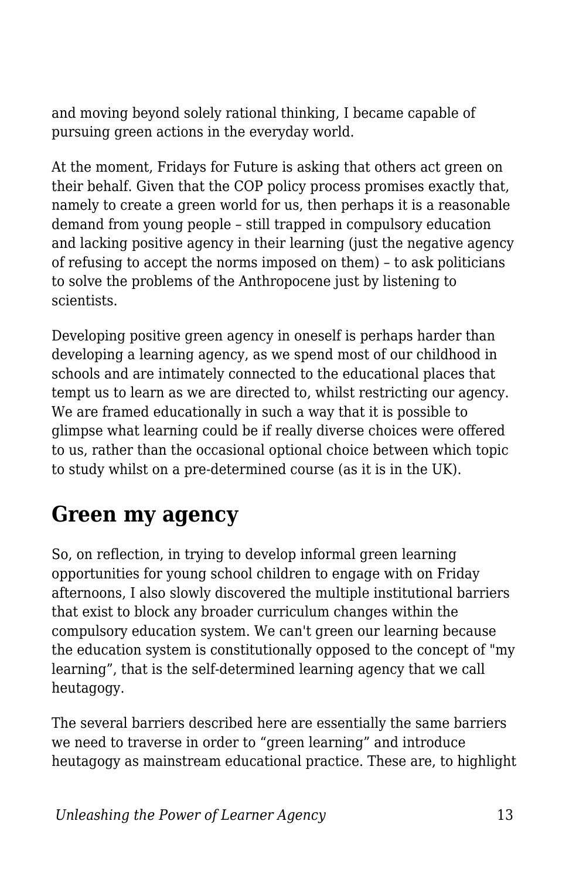and moving beyond solely rational thinking, I became capable of pursuing green actions in the everyday world.

At the moment, Fridays for Future is asking that others act green on their behalf. Given that the COP policy process promises exactly that, namely to create a green world for us, then perhaps it is a reasonable demand from young people – still trapped in compulsory education and lacking positive agency in their learning (just the negative agency of refusing to accept the norms imposed on them) – to ask politicians to solve the problems of the Anthropocene just by listening to scientists.

Developing positive green agency in oneself is perhaps harder than developing a learning agency, as we spend most of our childhood in schools and are intimately connected to the educational places that tempt us to learn as we are directed to, whilst restricting our agency. We are framed educationally in such a way that it is possible to glimpse what learning could be if really diverse choices were offered to us, rather than the occasional optional choice between which topic to study whilst on a pre-determined course (as it is in the UK).

## Green my agency

So, on reflection, in trying to develop informal green learning opportunities for young school children to engage with on Friday afternoons, I also slowly discovered the multiple institutional barriers that exist to block any broader curriculum changes within the compulsory education system. We can't green our learning because the education system is constitutionally opposed to the concept of "my learning", that is the self-determined learning agency that we call heutagogy.

The several barriers described here are essentially the same barriers we need to traverse in order to "green learning" and introduce heutagogy as mainstream educational practice. These are, to highlight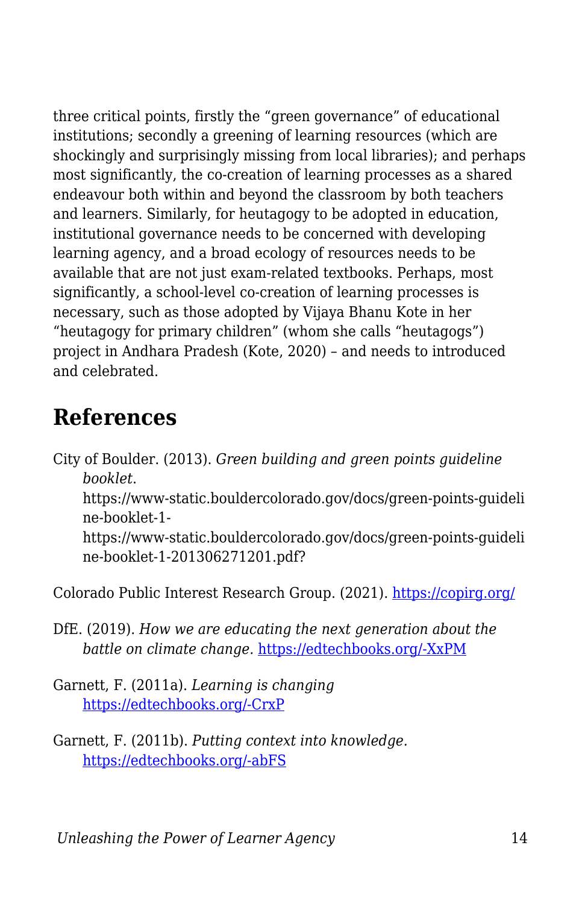three critical points, firstly the “green governance” of educational institutions; secondly a greening of learning resources (which are shockingly and surprisingly missing from local libraries); and perhaps most significantly, the co-creation of learning processes as a shared endeavour both within and beyond the classroom by both teachers and learners. Similarly, for heutagogy to be adopted in education, institutional governance needs to be concerned with developing learning agency, and a broad ecology of resources needs to be available that are not just exam-related textbooks. Perhaps, most significantly, a school-level co-creation of learning processes is necessary, such as those adopted by Vijaya Bhanu Kote in her “heutagogy for primary children” (whom she calls “heutagogs”) project in Andhara Pradesh (Kote, 2020) – and needs to introduced and celebrated.

## References

City of Boulder. (2013). *Green building and green points guideline booklet*. https://www-static.bouldercolorado.gov/docs/green-points-guideline-booklet-1-https://www-static.bouldercolorado.gov/docs/green-points-guideline-booklet-1-201306271201.pdf?

Colorado Public Interest Research Group. (2021). https://copirg.org/

DfE. (2019). *How we are educating the next generation about the battle on climate change.* https://edtechbooks.org/-XxPM

Garnett, F. (2011a). *Learning is changing* https://edtechbooks.org/-CrxP

Garnett, F. (2011b). *Putting context into knowledge.* https://edtechbooks.org/-abFS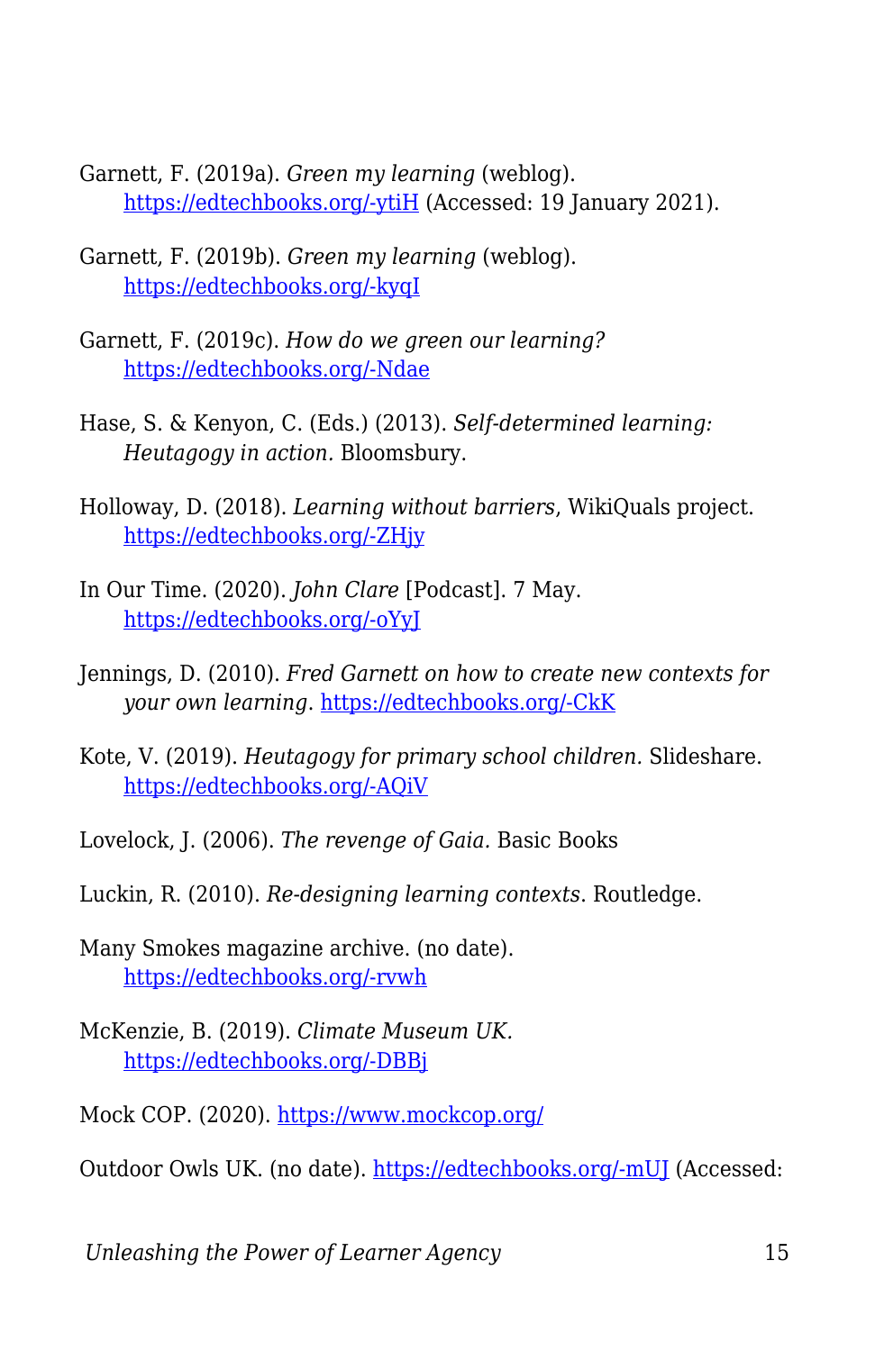Garnett, F. (2019a). *Green my learning* (weblog). https://edtechbooks.org/-ytiH (Accessed: 19 January 2021).

Garnett, F. (2019b). *Green my learning* (weblog). https://edtechbooks.org/-kyqI

Garnett, F. (2019c). *How do we green our learning?* https://edtechbooks.org/-Ndae

Hase, S. & Kenyon, C. (Eds.) (2013). *Self-determined learning: Heutagogy in action.* Bloomsbury.

Holloway, D. (2018). *Learning without barriers*, WikiQuals project. https://edtechbooks.org/-ZHjy

In Our Time. (2020). *John Clare* [Podcast]. 7 May. https://edtechbooks.org/-oYyJ

Jennings, D. (2010). *Fred Garnett on how to create new contexts for your own learning.* https://edtechbooks.org/-CkK

Kote, V. (2019). *Heutagogy for primary school children.* Slideshare. https://edtechbooks.org/-AQiV

Lovelock, J. (2006). *The revenge of Gaia.* Basic Books

Luckin, R. (2010). *Re-designing learning contexts*. Routledge.

Many Smokes magazine archive. (no date). https://edtechbooks.org/-rvwh

McKenzie, B. (2019). *Climate Museum UK.* https://edtechbooks.org/-DBBj

Mock COP. (2020). https://www.mockcop.org/

Outdoor Owls UK. (no date). https://edtechbooks.org/-mUJ (Accessed: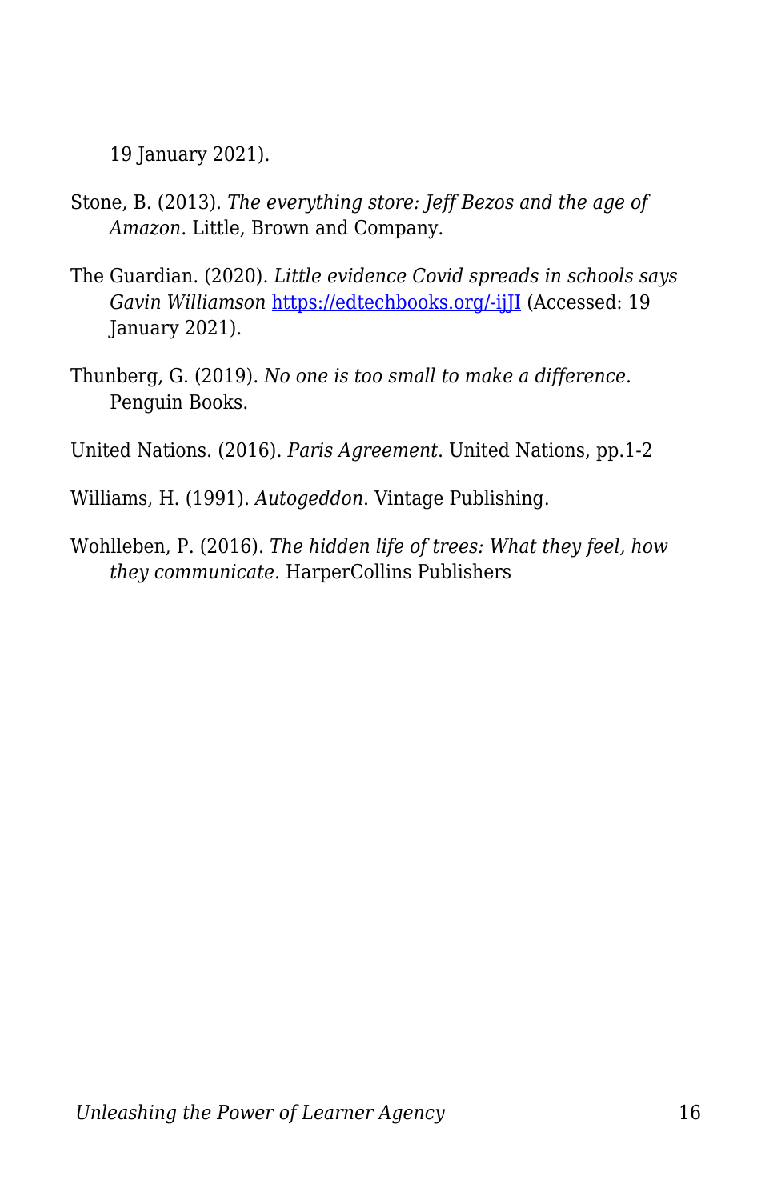19 January 2021).

Stone, B. (2013). *The everything store: Jeff Bezos and the age of Amazon*. Little, Brown and Company.

The Guardian. (2020). *Little evidence Covid spreads in schools says Gavin Williamson* [https://edtechbooks.org/-ijJI](https://edtechbooks.org/-ijJI) (Accessed: 19 January 2021).

Thunberg, G. (2019). *No one is too small to make a difference*. Penguin Books.

United Nations. (2016). *Paris Agreement*. United Nations, pp.1-2

Williams, H. (1991). *Autogeddon*. Vintage Publishing.

Wohlleben, P. (2016). *The hidden life of trees: What they feel, how they communicate.* HarperCollins Publishers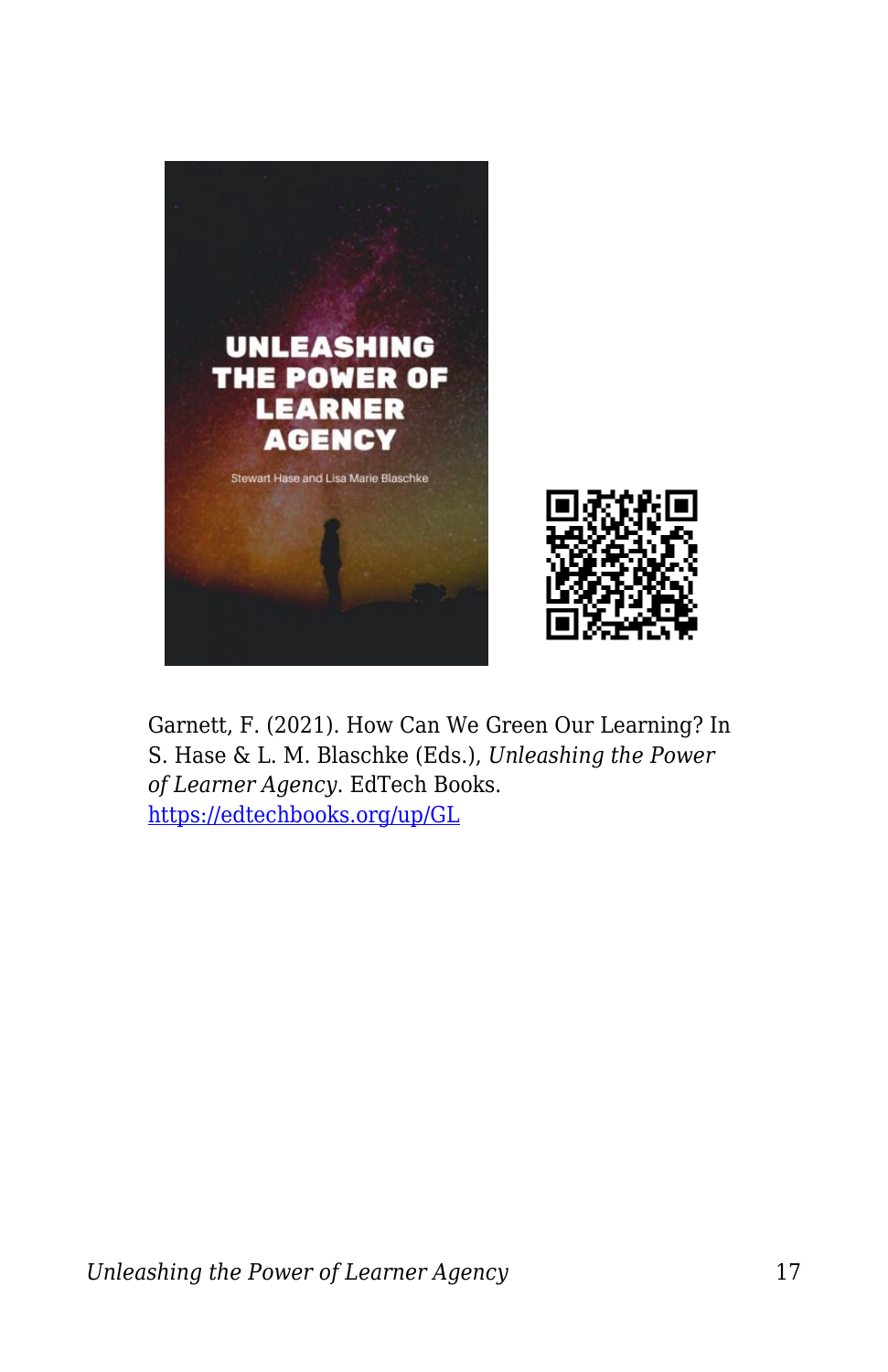Garnett, F. (2021). How Can We Green Our Learning? In S. Hase & L. M. Blaschke (Eds.), *Unleashing the Power of Learner Agency*. EdTech Books. https://edtechbooks.org/up/GL